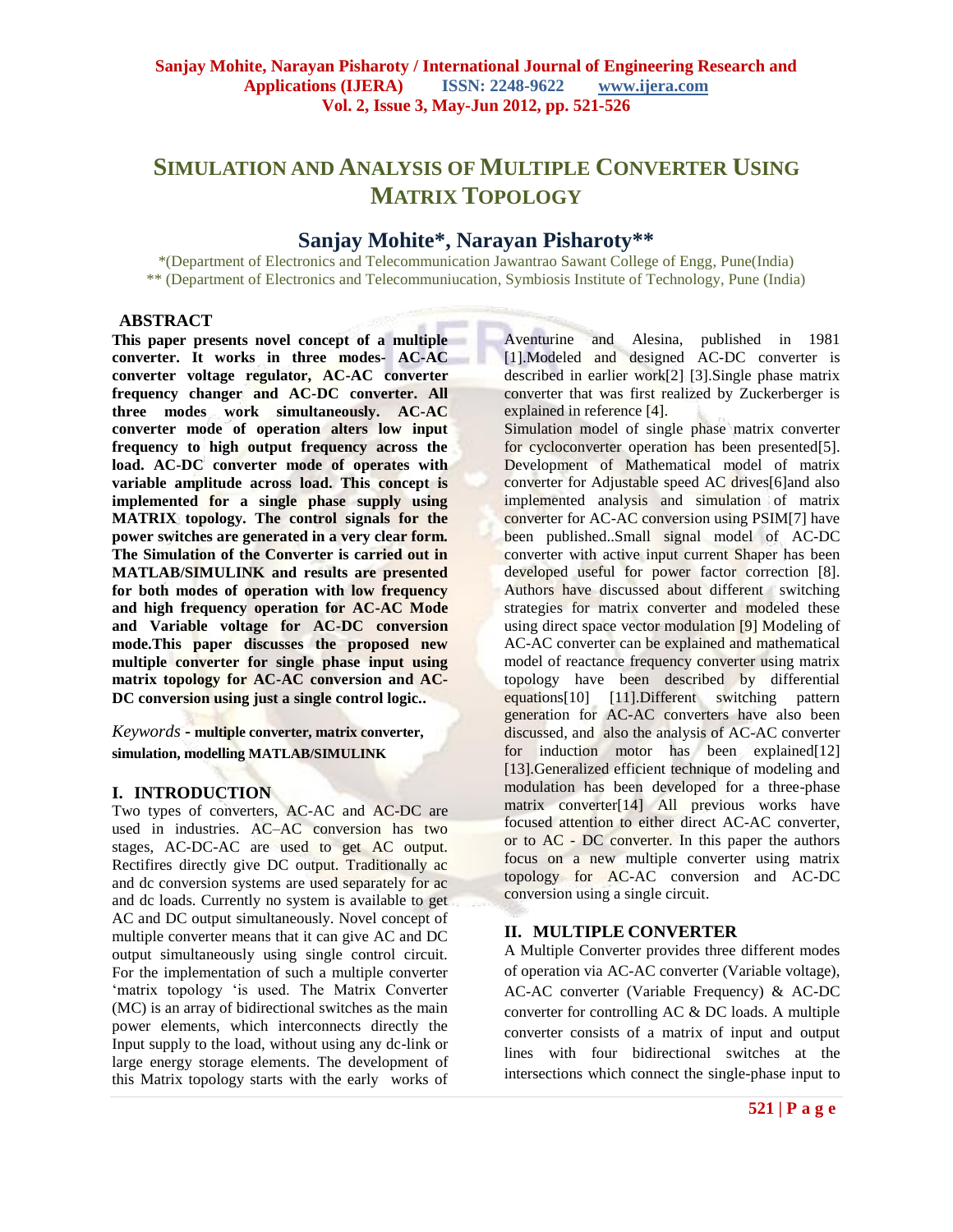# Simulation and Analysis of Multiple Converter Using Matrix Topology

## Sanjay Mohite*, Narayan Pisharoty**

*(Department of Electronics and Telecommunication Jawantrao Sawant College of Engg, Pune(India)
** (Department of Electronics and Telecommuniucation, Symbiosis Institute of Technology, Pune (India)

### ABSTRACT

**This paper presents novel concept of a multiple converter. It works in three modes- AC-AC converter voltage regulator, AC-AC converter frequency changer and AC-DC converter. All three modes work simultaneously. AC-AC converter mode of operation alters low input frequency to high output frequency across the load. AC-DC converter mode of operates with variable amplitude across load. This concept is implemented for a single phase supply using MATRIX topology. The control signals for the power switches are generated in a very clear form. The Simulation of the Converter is carried out in MATLAB/SIMULINK and results are presented for both modes of operation with low frequency and high frequency operation for AC-AC Mode and Variable voltage for AC-DC conversion mode.This paper discusses the proposed new multiple converter for single phase input using matrix topology for AC-AC conversion and AC-DC conversion using just a single control logic..**

*Keywords* - **multiple converter, matrix converter, simulation, modelling MATLAB/SIMULINK**

## I. INTRODUCTION

Two types of converters, AC-AC and AC-DC are used in industries. AC–AC conversion has two stages, AC-DC-AC are used to get AC output. Rectifires directly give DC output. Traditionally ac and dc conversion systems are used separately for ac and dc loads. Currently no system is available to get AC and DC output simultaneously. Novel concept of multiple converter means that it can give AC and DC output simultaneously using single control circuit. For the implementation of such a multiple converter 'matrix topology 'is used. The Matrix Converter (MC) is an array of bidirectional switches as the main power elements, which interconnects directly the Input supply to the load, without using any dc-link or large energy storage elements. The development of this Matrix topology starts with the early works of Aventurine and Alesina, published in 1981 [1].Modeled and designed AC-DC converter is described in earlier work[2] [3].Single phase matrix converter that was first realized by Zuckerberger is explained in reference [4].

Simulation model of single phase matrix converter for cycloconverter operation has been presented[5]. Development of Mathematical model of matrix converter for Adjustable speed AC drives[6]and also implemented analysis and simulation of matrix converter for AC-AC conversion using PSIM[7] have been published..Small signal model of AC-DC converter with active input current Shaper has been developed useful for power factor correction [8]. Authors have discussed about different switching strategies for matrix converter and modeled these using direct space vector modulation [9] Modeling of AC-AC converter can be explained and mathematical model of reactance frequency converter using matrix topology have been described by differential equations[10] [11].Different switching pattern generation for AC-AC converters have also been discussed, and also the analysis of AC-AC converter for induction motor has been explained[12] [13].Generalized efficient technique of modeling and modulation has been developed for a three-phase matrix converter[14] All previous works have focused attention to either direct AC-AC converter, or to AC - DC converter. In this paper the authors focus on a new multiple converter using matrix topology for AC-AC conversion and AC-DC conversion using a single circuit.

## II. MULTIPLE CONVERTER

A Multiple Converter provides three different modes of operation via AC-AC converter (Variable voltage), AC-AC converter (Variable Frequency) & AC-DC converter for controlling AC & DC loads. A multiple converter consists of a matrix of input and output lines with four bidirectional switches at the intersections which connect the single-phase input to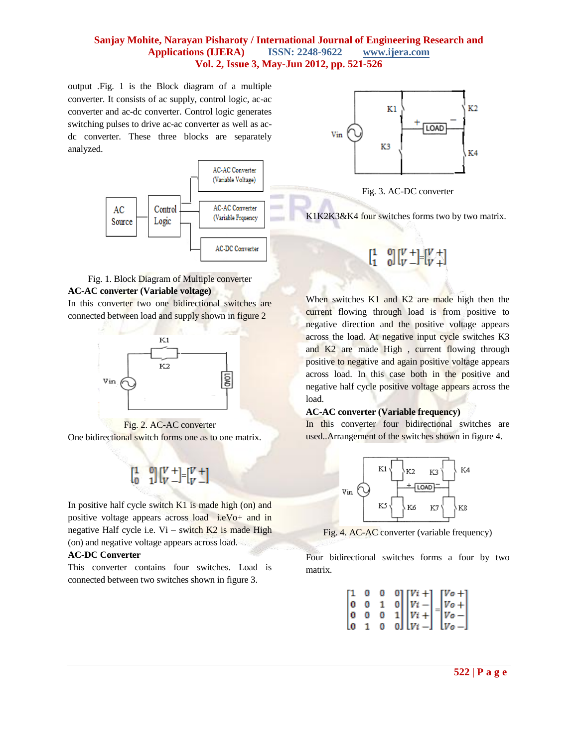output .Fig. 1 is the Block diagram of a multiple converter. It consists of ac supply, control logic, ac-ac converter and ac-dc converter. Control logic generates switching pulses to drive ac-ac converter as well as ac-dc converter. These three blocks are separately analyzed.

Fig. 1. Block Diagram of Multiple converter

**AC-AC converter (Variable voltage)**

In this converter two one bidirectional switches are connected between load and supply shown in figure 2

Fig. 2. AC-AC converter

One bidirectional switch forms one as to one matrix.

$$\begin{bmatrix} 1 & 0 \\ 0 & 1 \end{bmatrix} \begin{bmatrix} V+ \\ V- \end{bmatrix} = \begin{bmatrix} V+ \\ V- \end{bmatrix}$$

In positive half cycle switch K1 is made high (on) and positive voltage appears across load i.eVo+ and in negative Half cycle i.e. Vi – switch K2 is made High (on) and negative voltage appears across load.

**AC-DC Converter**

This converter contains four switches. Load is connected between two switches shown in figure 3.

Fig. 3. AC-DC converter

K1K2K3&K4 four switches forms two by two matrix.

$$\begin{bmatrix} 1 & 0 \\ 1 & 0 \end{bmatrix} \begin{bmatrix} V+ \\ V- \end{bmatrix} = \begin{bmatrix} V+ \\ V+ \end{bmatrix}$$

When switches K1 and K2 are made high then the current flowing through load is from positive to negative direction and the positive voltage appears across the load. At negative input cycle switches K3 and K2 are made High , current flowing through positive to negative and again positive voltage appears across load. In this case both in the positive and negative half cycle positive voltage appears across the load.

**AC-AC converter (Variable frequency)**

In this converter four bidirectional switches are used..Arrangement of the switches shown in figure 4.

Fig. 4. AC-AC converter (variable frequency)

Four bidirectional switches forms a four by two matrix.

$$\begin{bmatrix} 1 & 0 & 0 & 0 \\ 0 & 0 & 1 & 0 \\ 0 & 0 & 0 & 1 \\ 0 & 1 & 0 & 0 \end{bmatrix} \begin{bmatrix} Vi+ \\ Vi- \\ Vi+ \\ Vi- \end{bmatrix} = \begin{bmatrix} Vo+ \\ Vo+ \\ Vo- \\ Vo- \end{bmatrix}$$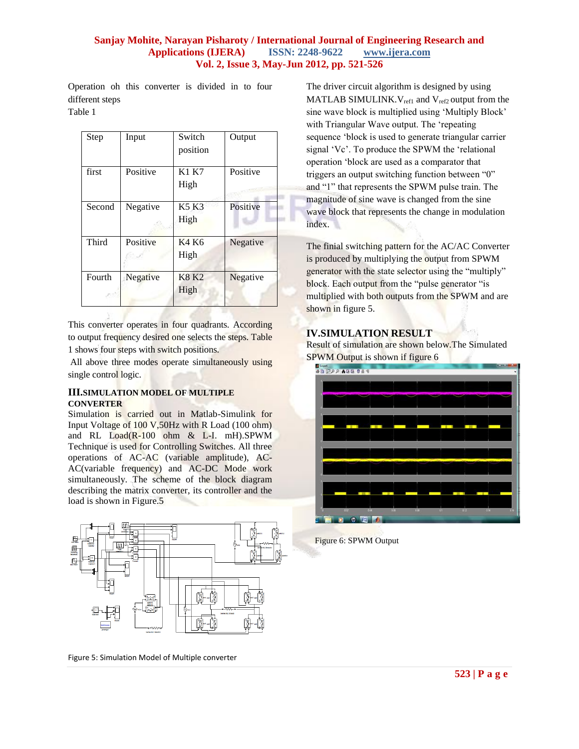Operation oh this converter is divided in to four different steps

Table 1

| Step | Input | Switch position | Output |
|---|---|---|---|
| first | Positive | K1 K7 High | Positive |
| Second | Negative | K5 K3 High | Positive |
| Third | Positive | K4 K6 High | Negative |
| Fourth | Negative | K8 K2 High | Negative |

This converter operates in four quadrants. According to output frequency desired one selects the steps. Table 1 shows four steps with switch positions.

All above three modes operate simultaneously using single control logic.

## III.SIMULATION MODEL OF MULTIPLE CONVERTER

Simulation is carried out in Matlab-Simulink for Input Voltage of 100 V,50Hz with R Load (100 ohm) and RL Load(R-100 ohm & L-I. mH).SPWM Technique is used for Controlling Switches. All three operations of AC-AC (variable amplitude), AC-AC(variable frequency) and AC-DC Mode work simultaneously. The scheme of the block diagram describing the matrix converter, its controller and the load is shown in Figure.5

Figure 5: Simulation Model of Multiple converter

The driver circuit algorithm is designed by using MATLAB SIMULINK.$V_{ref1}$ and $V_{ref2}$ output from the sine wave block is multiplied using 'Multiply Block' with Triangular Wave output. The 'repeating sequence 'block is used to generate triangular carrier signal 'Vc'. To produce the SPWM the 'relational operation 'block are used as a comparator that triggers an output switching function between "0" and "1" that represents the SPWM pulse train. The magnitude of sine wave is changed from the sine wave block that represents the change in modulation index.

The finial switching pattern for the AC/AC Converter is produced by multiplying the output from SPWM generator with the state selector using the "multiply" block. Each output from the "pulse generator "is multiplied with both outputs from the SPWM and are shown in figure 5.

## IV.SIMULATION RESULT

Result of simulation are shown below.The Simulated SPWM Output is shown if figure 6

Figure 6: SPWM Output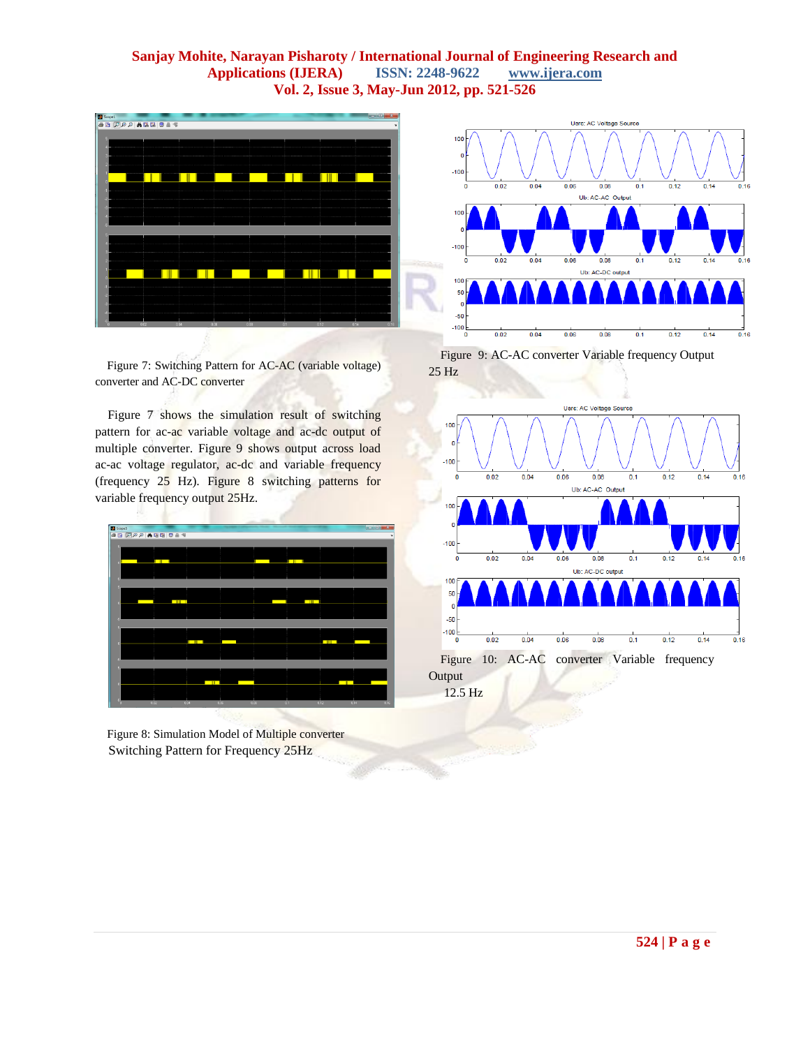Figure 7: Switching Pattern for AC-AC (variable voltage) converter and AC-DC converter

Figure 7 shows the simulation result of switching pattern for ac-ac variable voltage and ac-dc output of multiple converter. Figure 9 shows output across load ac-ac voltage regulator, ac-dc and variable frequency (frequency 25 Hz). Figure 8 switching patterns for variable frequency output 25Hz.

Figure 8: Simulation Model of Multiple converter Switching Pattern for Frequency 25Hz

Figure 9: AC-AC converter Variable frequency Output 25 Hz

Figure 10: AC-AC converter Variable frequency Output 12.5 Hz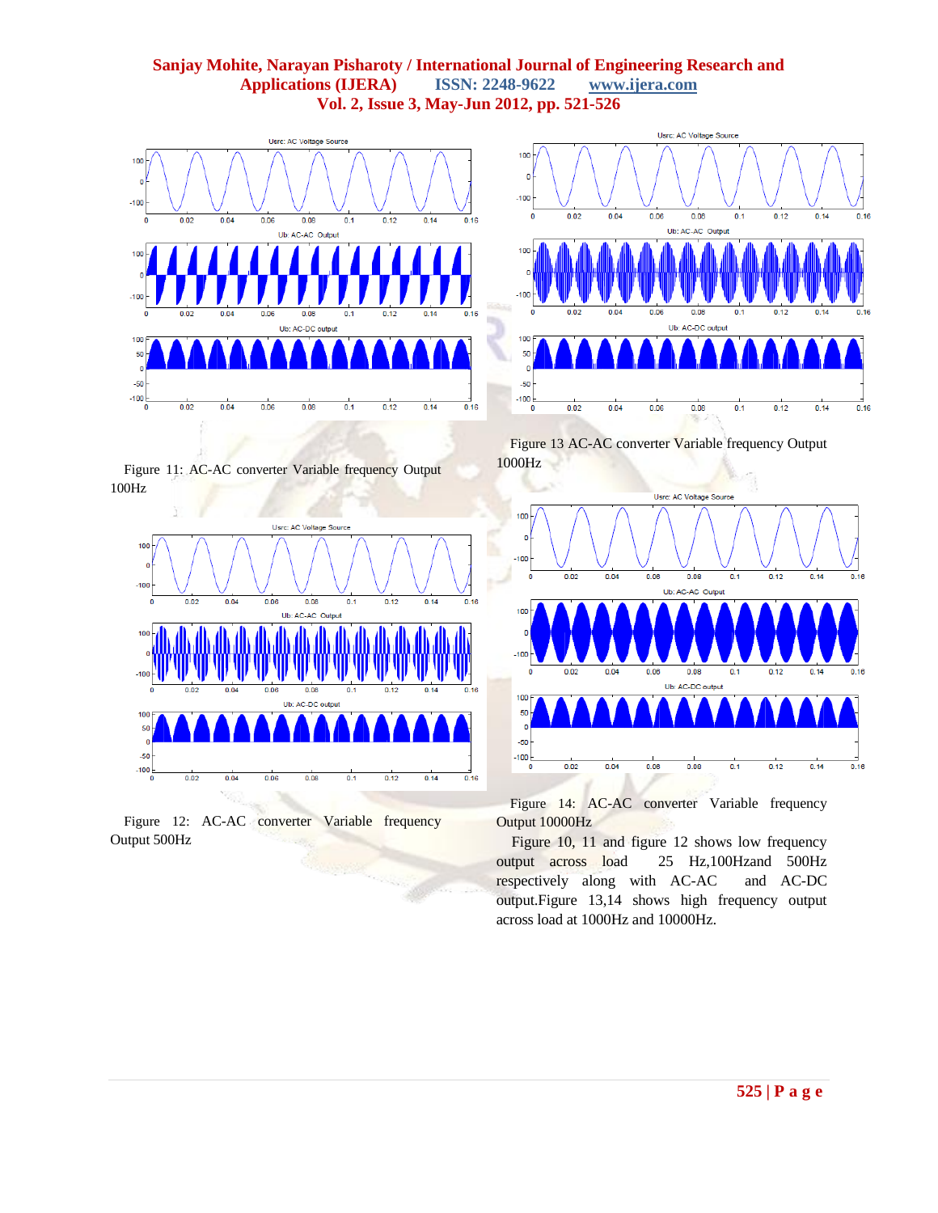Figure 11: AC-AC converter Variable frequency Output 100Hz

Figure 12: AC-AC converter Variable frequency Output 500Hz

Figure 13 AC-AC converter Variable frequency Output 1000Hz

Figure 14: AC-AC converter Variable frequency Output 10000Hz

Figure 10, 11 and figure 12 shows low frequency output across load 25 Hz,100Hzand 500Hz respectively along with AC-AC and AC-DC output.Figure 13,14 shows high frequency output across load at 1000Hz and 10000Hz.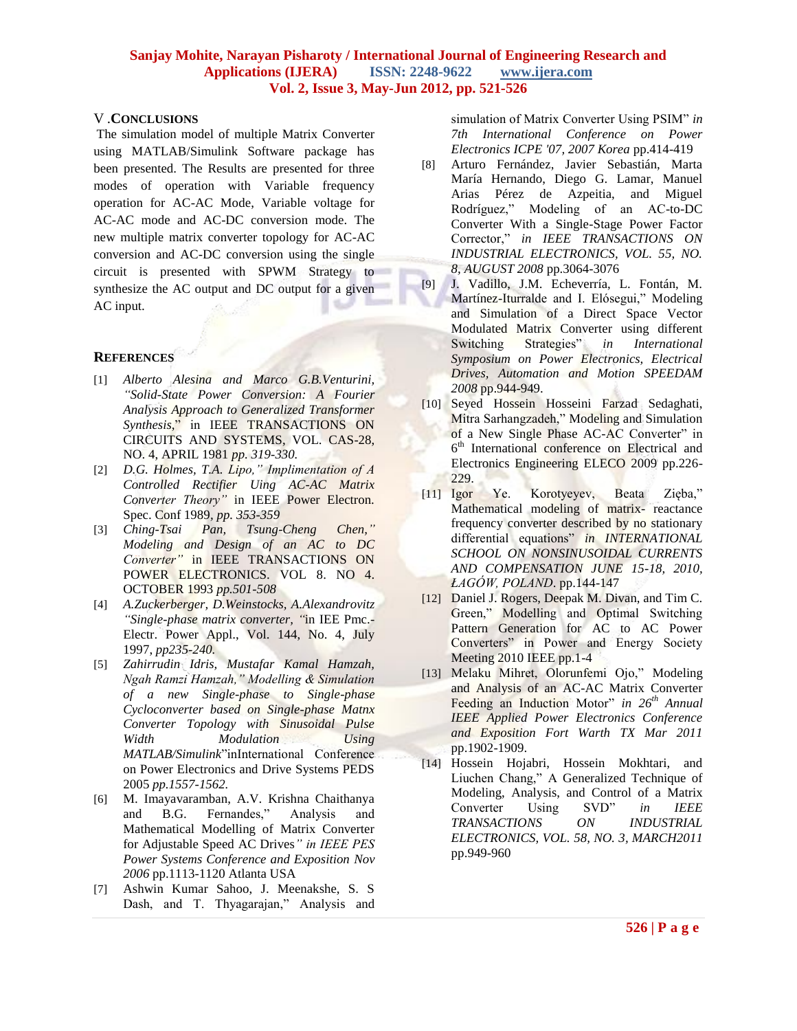## V. CONCLUSIONS

The simulation model of multiple Matrix Converter using MATLAB/Simulink Software package has been presented. The Results are presented for three modes of operation with Variable frequency operation for AC-AC Mode, Variable voltage for AC-AC mode and AC-DC conversion mode. The new multiple matrix converter topology for AC-AC conversion and AC-DC conversion using the single circuit is presented with SPWM Strategy to synthesize the AC output and DC output for a given AC input.

## REFERENCES

[1] *Alberto Alesina and Marco G.B.Venturini, "Solid-State Power Conversion: A Fourier Analysis Approach to Generalized Transformer Synthesis*," in IEEE TRANSACTIONS ON CIRCUITS AND SYSTEMS, VOL. CAS-28, NO. 4, APRIL 1981 *pp. 319-330.*

[2] *D.G. Holmes, T.A. Lipo," Implimentation of A Controlled Rectifier Using AC-AC Matrix Converter Theory"* in IEEE Power Electron. Spec. Conf 1989, *pp. 353-359*

[3] *Ching-Tsai Pan, Tsung-Cheng Chen," Modeling and Design of an AC to DC Converter"* in IEEE TRANSACTIONS ON POWER ELECTRONICS. VOL 8. NO 4. OCTOBER 1993 *pp.501-508*

[4] *A.Zuckerberger, D.Weinstocks, A.Alexandrovitz "Single-phase matrix converter, "*in IEE Pmc.-Electr. Power Appl., Vol. 144, No. 4, July 1997, *pp235-240.*

[5] *Zahirrudin Idris, Mustafar Kamal Hamzah, Ngah Ramzi Hamzah," Modelling & Simulation of a new Single-phase to Single-phase Cycloconverter based on Single-phase Matnx Converter Topology with Sinusoidal Pulse Width Modulation Using MATLAB/Simulink*"inInternational Conference on Power Electronics and Drive Systems PEDS 2005 *pp.1557-1562.*

[6] M. Imayavaramban, A.V. Krishna Chaithanya and B.G. Fernandes," Analysis and Mathematical Modelling of Matrix Converter for Adjustable Speed AC Drives*" in IEEE PES Power Systems Conference and Exposition Nov 2006* pp.1113-1120 Atlanta USA

[7] Ashwin Kumar Sahoo, J. Meenakshe, S. S Dash, and T. Thyagarajan," Analysis and simulation of Matrix Converter Using PSIM" *in 7th International Conference on Power Electronics ICPE '07, 2007 Korea* pp.414-419

[8] Arturo Fernández, Javier Sebastián, Marta María Hernando, Diego G. Lamar, Manuel Arias Pérez de Azpeitia, and Miguel Rodríguez," Modeling of an AC-to-DC Converter With a Single-Stage Power Factor Corrector," *in IEEE TRANSACTIONS ON INDUSTRIAL ELECTRONICS, VOL. 55, NO. 8, AUGUST 2008* pp.3064-3076

[9] J. Vadillo, J.M. Echeverría, L. Fontán, M. Martínez-Iturralde and I. Elósegui," Modeling and Simulation of a Direct Space Vector Modulated Matrix Converter using different Switching Strategies" *in International Symposium on Power Electronics, Electrical Drives, Automation and Motion SPEEDAM 2008* pp.944-949.

[10] Seyed Hossein Hosseini Farzad Sedaghati, Mitra Sarhangzadeh," Modeling and Simulation of a New Single Phase AC-AC Converter" in 6th International conference on Electrical and Electronics Engineering ELECO 2009 pp.226-229.

[11] Igor Ye. Korotyeyev, Beata Zięba," Mathematical modeling of matrix- reactance frequency converter described by no stationary differential equations" *in INTERNATIONAL SCHOOL ON NONSINUSOIDAL CURRENTS AND COMPENSATION JUNE 15-18, 2010, ŁAGÓW, POLAND*. pp.144-147

[12] Daniel J. Rogers, Deepak M. Divan, and Tim C. Green," Modelling and Optimal Switching Pattern Generation for AC to AC Power Converters" in Power and Energy Society Meeting 2010 IEEE pp.1-4

[13] Melaku Mihret, Olorunfemi Ojo," Modeling and Analysis of an AC-AC Matrix Converter Feeding an Induction Motor" *in 26th Annual IEEE Applied Power Electronics Conference and Exposition Fort Warth TX Mar 2011* pp.1902-1909.

[14] Hossein Hojabri, Hossein Mokhtari, and Liuchen Chang," A Generalized Technique of Modeling, Analysis, and Control of a Matrix Converter Using SVD" *in IEEE TRANSACTIONS ON INDUSTRIAL ELECTRONICS, VOL. 58, NO. 3, MARCH2011* pp.949-960